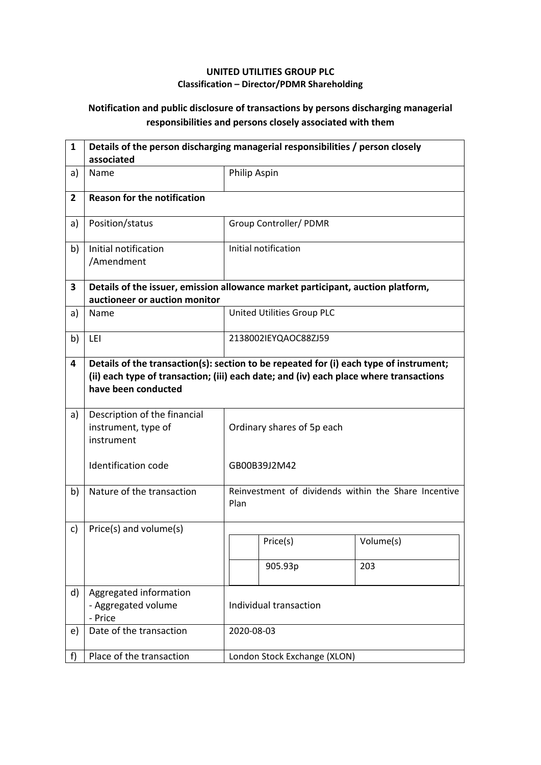**UNITED UTILITIES GROUP PLC**
**Classification – Director/PDMR Shareholding**

**Notification and public disclosure of transactions by persons discharging managerial responsibilities and persons closely associated with them**

| | | |
|---|---|---|
| **1** | **Details of the person discharging managerial responsibilities / person closely associated** | |
| a) | Name | Philip Aspin |
| **2** | **Reason for the notification** | |
| a) | Position/status | Group Controller/ PDMR |
| b) | Initial notification /Amendment | Initial notification |
| **3** | **Details of the issuer, emission allowance market participant, auction platform, auctioneer or auction monitor** | |
| a) | Name | United Utilities Group PLC |
| b) | LEI | 2138002IEYQAOC88ZJ59 |
| **4** | **Details of the transaction(s): section to be repeated for (i) each type of instrument; (ii) each type of transaction; (iii) each date; and (iv) each place where transactions have been conducted** | |
| a) | Description of the financial instrument, type of instrument<br><br>Identification code | Ordinary shares of 5p each<br><br>GB00B39J2M42 |
| b) | Nature of the transaction | Reinvestment of dividends within the Share Incentive Plan |
| c) | Price(s) and volume(s) | Price(s): 905.93p<br>Volume(s): 203 |
| d) | Aggregated information<br>- Aggregated volume<br>- Price | Individual transaction |
| e) | Date of the transaction | 2020-08-03 |
| f) | Place of the transaction | London Stock Exchange (XLON) |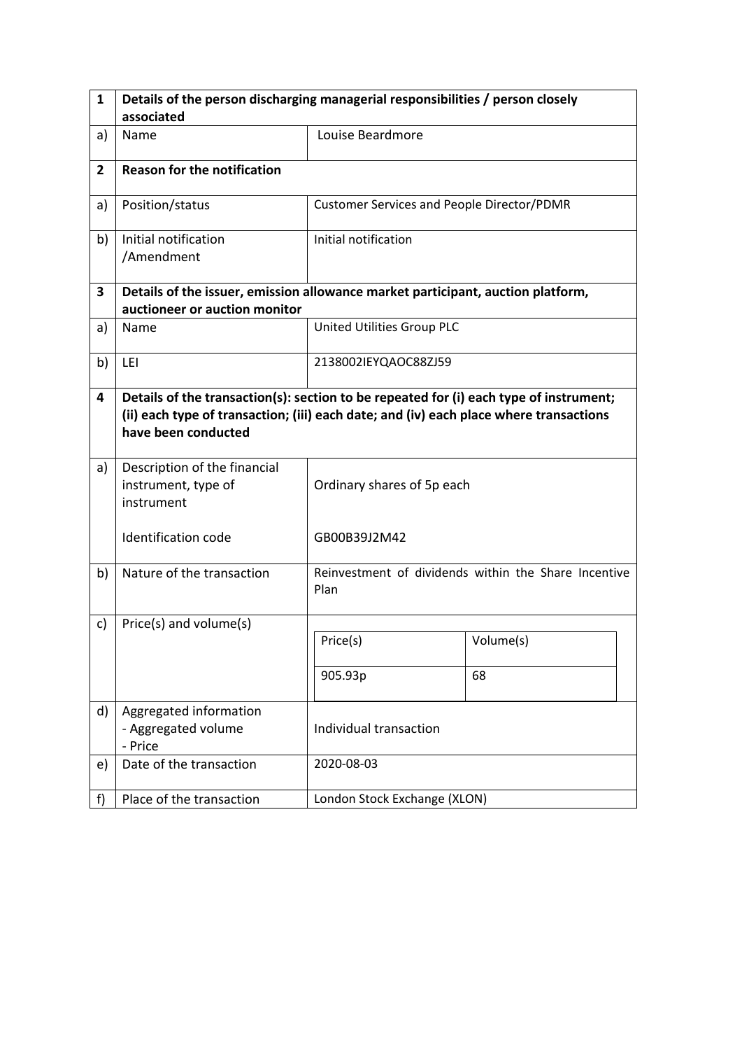| 1 | Details of the person discharging managerial responsibilities / person closely associated | |
|---|---|---|
| a) | Name | Louise Beardmore |
| 2 | **Reason for the notification** | |
| a) | Position/status | Customer Services and People Director/PDMR |
| b) | Initial notification /Amendment | Initial notification |
| 3 | **Details of the issuer, emission allowance market participant, auction platform, auctioneer or auction monitor** | |
| a) | Name | United Utilities Group PLC |
| b) | LEI | 2138002IEYQAOC88ZJ59 |
| 4 | **Details of the transaction(s): section to be repeated for (i) each type of instrument; (ii) each type of transaction; (iii) each date; and (iv) each place where transactions have been conducted** | |
| a) | Description of the financial instrument, type of instrument<br><br>Identification code | Ordinary shares of 5p each<br><br>GB00B39J2M42 |
| b) | Nature of the transaction | Reinvestment of dividends within the Share Incentive Plan |
| c) | Price(s) and volume(s) | Price(s): 905.93p — Volume(s): 68 |
| d) | Aggregated information<br>- Aggregated volume<br>- Price | Individual transaction |
| e) | Date of the transaction | 2020-08-03 |
| f) | Place of the transaction | London Stock Exchange (XLON) |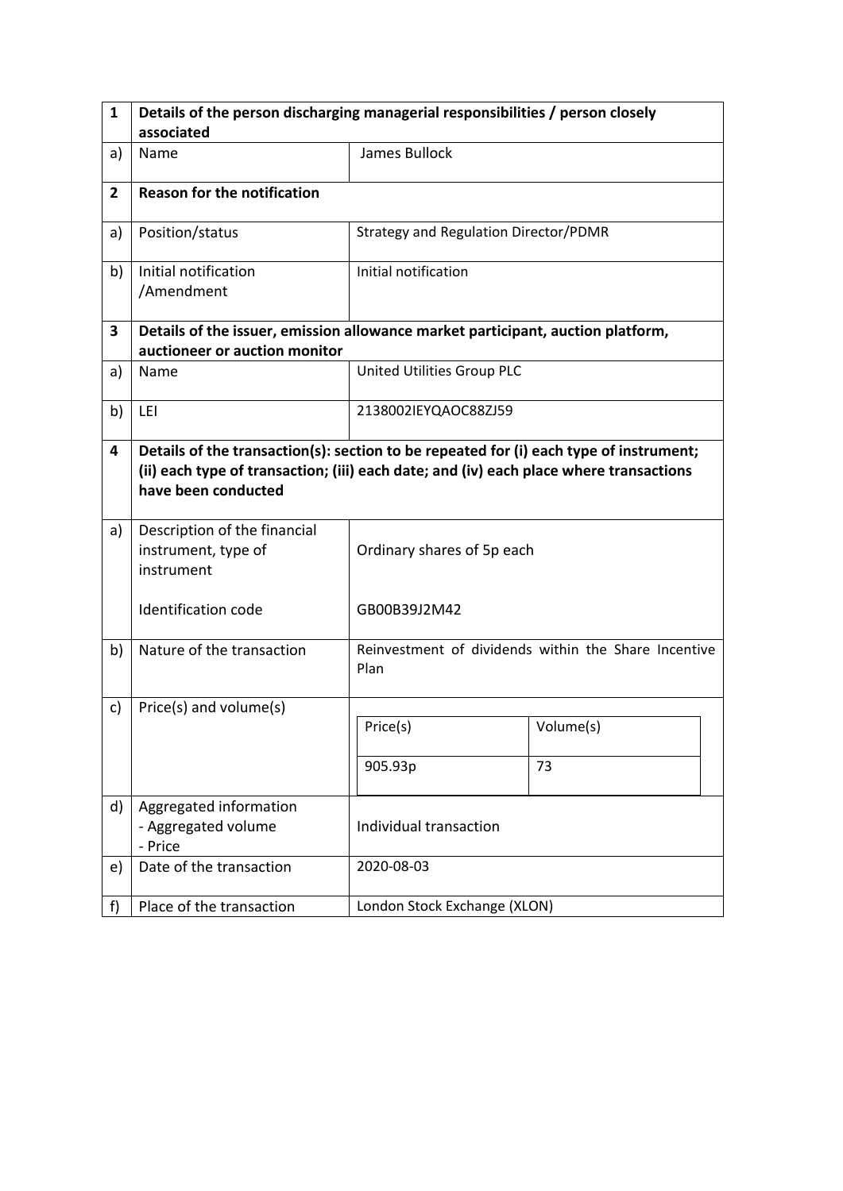| 1 | **Details of the person discharging managerial responsibilities / person closely associated** | |
|---|---|---|
| a) | Name | James Bullock |
| **2** | **Reason for the notification** | |
| a) | Position/status | Strategy and Regulation Director/PDMR |
| b) | Initial notification /Amendment | Initial notification |
| **3** | **Details of the issuer, emission allowance market participant, auction platform, auctioneer or auction monitor** | |
| a) | Name | United Utilities Group PLC |
| b) | LEI | 2138002IEYQAOC88ZJ59 |
| **4** | **Details of the transaction(s): section to be repeated for (i) each type of instrument; (ii) each type of transaction; (iii) each date; and (iv) each place where transactions have been conducted** | |
| a) | Description of the financial instrument, type of instrument<br><br>Identification code | Ordinary shares of 5p each<br><br>GB00B39J2M42 |
| b) | Nature of the transaction | Reinvestment of dividends within the Share Incentive Plan |
| c) | Price(s) and volume(s) | Price(s): 905.93p<br>Volume(s): 73 |
| d) | Aggregated information<br>- Aggregated volume<br>- Price | Individual transaction |
| e) | Date of the transaction | 2020-08-03 |
| f) | Place of the transaction | London Stock Exchange (XLON) |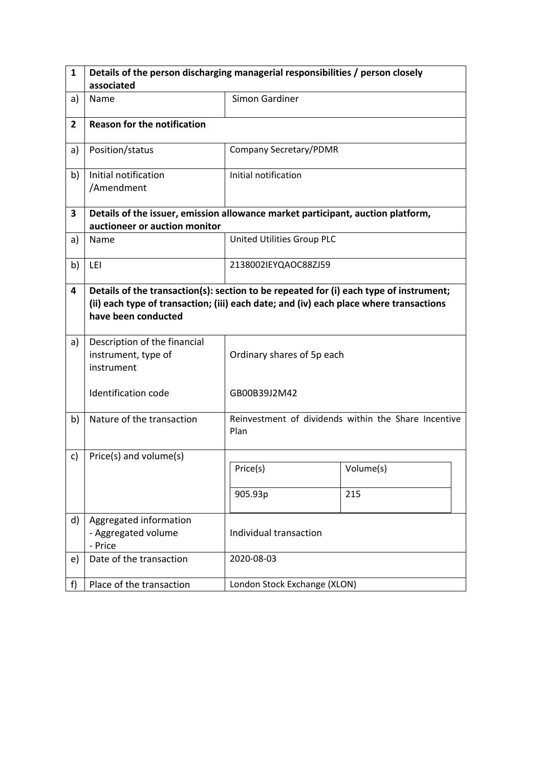| 1 | Details of the person discharging managerial responsibilities / person closely associated | |
|---|---|---|
| a) | Name | Simon Gardiner |
| **2** | **Reason for the notification** | |
| a) | Position/status | Company Secretary/PDMR |
| b) | Initial notification /Amendment | Initial notification |
| **3** | **Details of the issuer, emission allowance market participant, auction platform, auctioneer or auction monitor** | |
| a) | Name | United Utilities Group PLC |
| b) | LEI | 2138002IEYQAOC88ZJ59 |
| **4** | **Details of the transaction(s): section to be repeated for (i) each type of instrument; (ii) each type of transaction; (iii) each date; and (iv) each place where transactions have been conducted** | |
| a) | Description of the financial instrument, type of instrument<br><br>Identification code | Ordinary shares of 5p each<br><br>GB00B39J2M42 |
| b) | Nature of the transaction | Reinvestment of dividends within the Share Incentive Plan |
| c) | Price(s) and volume(s) | Price(s): 905.93p<br>Volume(s): 215 |
| d) | Aggregated information<br>- Aggregated volume<br>- Price | Individual transaction |
| e) | Date of the transaction | 2020-08-03 |
| f) | Place of the transaction | London Stock Exchange (XLON) |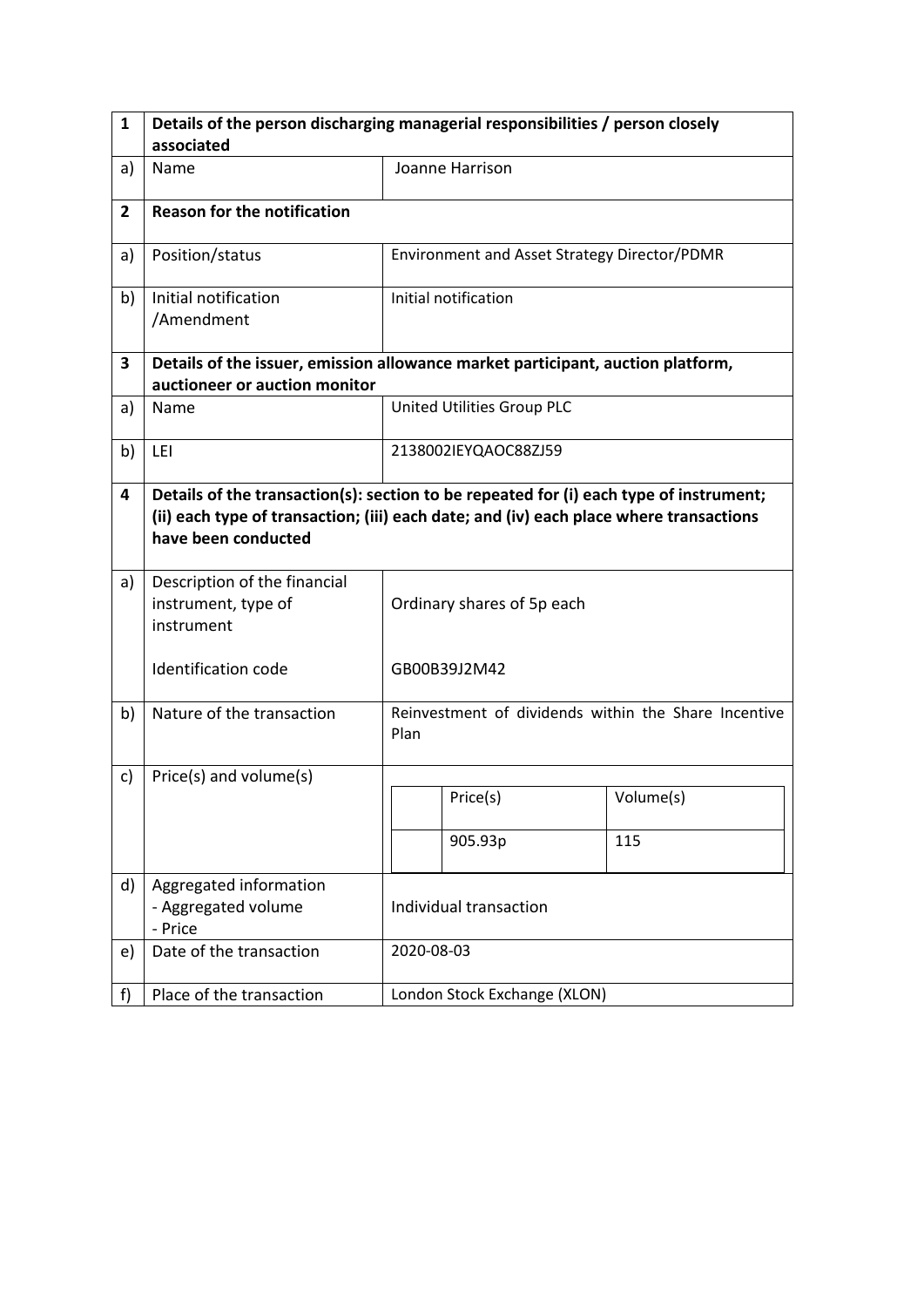| 1 | Details of the person discharging managerial responsibilities / person closely associated | |
|---|---|---|
| a) | Name | Joanne Harrison |
| **2** | **Reason for the notification** | |
| a) | Position/status | Environment and Asset Strategy Director/PDMR |
| b) | Initial notification /Amendment | Initial notification |
| **3** | **Details of the issuer, emission allowance market participant, auction platform, auctioneer or auction monitor** | |
| a) | Name | United Utilities Group PLC |
| b) | LEI | 2138002IEYQAOC88ZJ59 |
| **4** | **Details of the transaction(s): section to be repeated for (i) each type of instrument; (ii) each type of transaction; (iii) each date; and (iv) each place where transactions have been conducted** | |
| a) | Description of the financial instrument, type of instrument<br><br>Identification code | Ordinary shares of 5p each<br><br>GB00B39J2M42 |
| b) | Nature of the transaction | Reinvestment of dividends within the Share Incentive Plan |
| c) | Price(s) and volume(s) | Price(s): 905.93p; Volume(s): 115 |
| d) | Aggregated information<br>- Aggregated volume<br>- Price | Individual transaction |
| e) | Date of the transaction | 2020-08-03 |
| f) | Place of the transaction | London Stock Exchange (XLON) |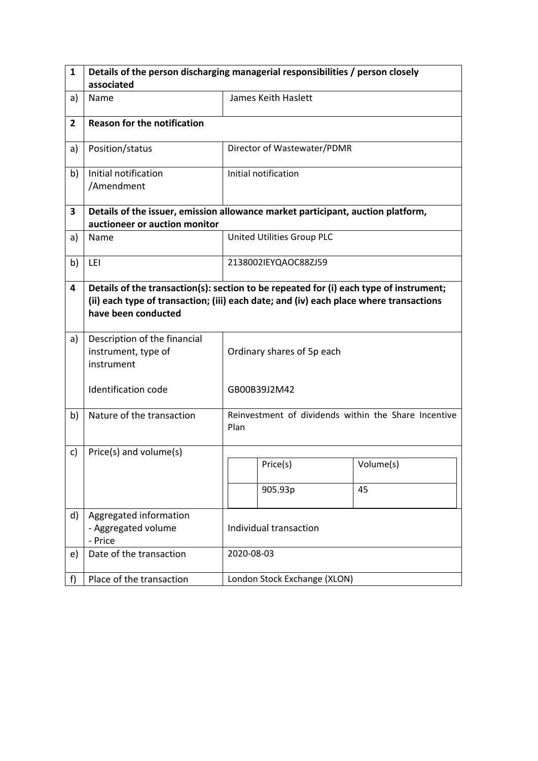| 1 | Details of the person discharging managerial responsibilities / person closely associated | |
|---|---|---|
| a) | Name | James Keith Haslett |
| **2** | **Reason for the notification** | |
| a) | Position/status | Director of Wastewater/PDMR |
| b) | Initial notification /Amendment | Initial notification |
| **3** | **Details of the issuer, emission allowance market participant, auction platform, auctioneer or auction monitor** | |
| a) | Name | United Utilities Group PLC |
| b) | LEI | 2138002IEYQAOC88ZJ59 |
| **4** | **Details of the transaction(s): section to be repeated for (i) each type of instrument; (ii) each type of transaction; (iii) each date; and (iv) each place where transactions have been conducted** | |
| a) | Description of the financial instrument, type of instrument<br><br>Identification code | Ordinary shares of 5p each<br><br>GB00B39J2M42 |
| b) | Nature of the transaction | Reinvestment of dividends within the Share Incentive Plan |
| c) | Price(s) and volume(s) | Price(s): 905.93p; Volume(s): 45 |
| d) | Aggregated information<br>- Aggregated volume<br>- Price | Individual transaction |
| e) | Date of the transaction | 2020-08-03 |
| f) | Place of the transaction | London Stock Exchange (XLON) |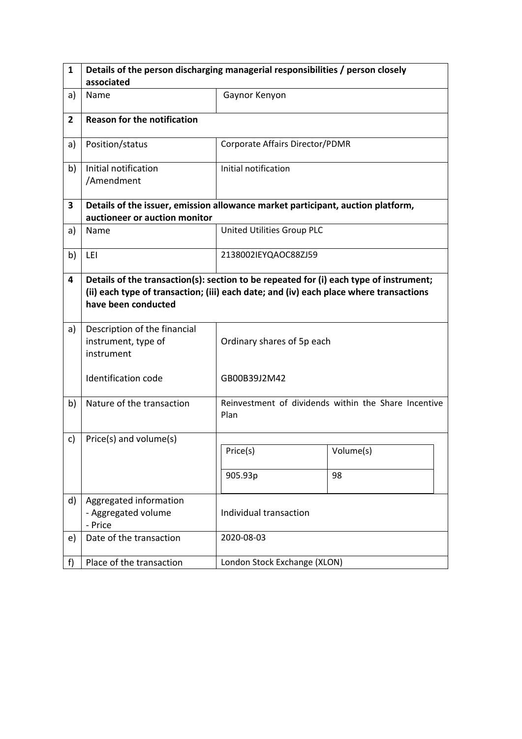| 1 | Details of the person discharging managerial responsibilities / person closely associated | |
|---|---|---|
| a) | Name | Gaynor Kenyon |
| **2** | **Reason for the notification** | |
| a) | Position/status | Corporate Affairs Director/PDMR |
| b) | Initial notification /Amendment | Initial notification |
| **3** | **Details of the issuer, emission allowance market participant, auction platform, auctioneer or auction monitor** | |
| a) | Name | United Utilities Group PLC |
| b) | LEI | 2138002IEYQAOC88ZJ59 |
| **4** | **Details of the transaction(s): section to be repeated for (i) each type of instrument; (ii) each type of transaction; (iii) each date; and (iv) each place where transactions have been conducted** | |
| a) | Description of the financial instrument, type of instrument<br><br>Identification code | Ordinary shares of 5p each<br><br>GB00B39J2M42 |
| b) | Nature of the transaction | Reinvestment of dividends within the Share Incentive Plan |
| c) | Price(s) and volume(s) | Price(s): 905.93p — Volume(s): 98 |
| d) | Aggregated information<br>- Aggregated volume<br>- Price | Individual transaction |
| e) | Date of the transaction | 2020-08-03 |
| f) | Place of the transaction | London Stock Exchange (XLON) |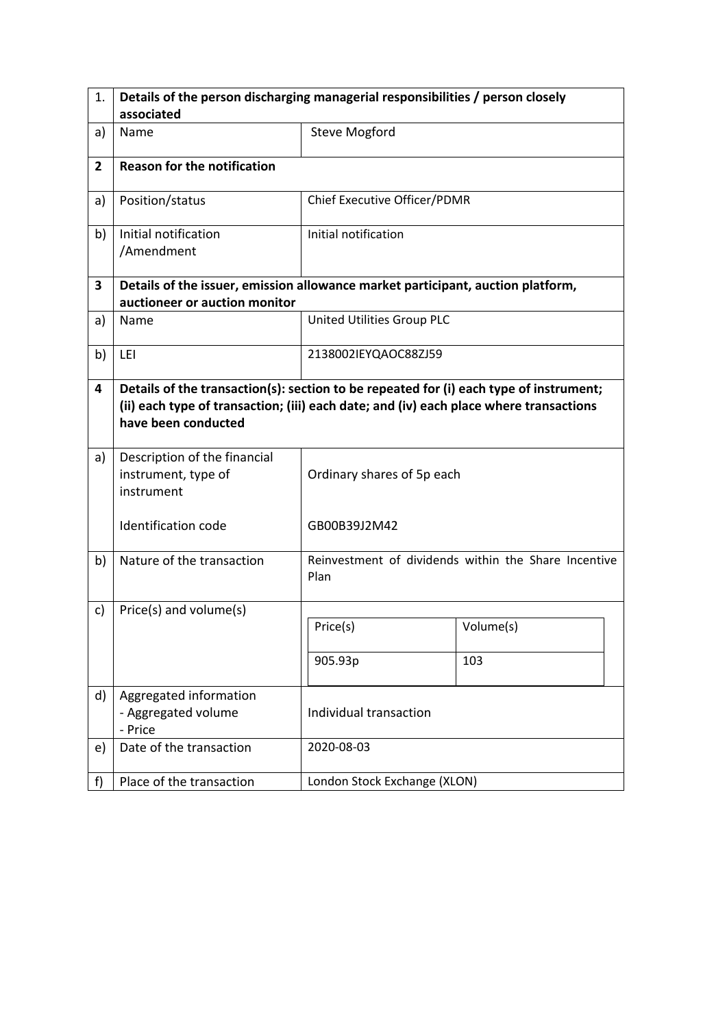| 1. | **Details of the person discharging managerial responsibilities / person closely associated** | |
|---|---|---|
| a) | Name | Steve Mogford |
| **2** | **Reason for the notification** | |
| a) | Position/status | Chief Executive Officer/PDMR |
| b) | Initial notification /Amendment | Initial notification |
| **3** | **Details of the issuer, emission allowance market participant, auction platform, auctioneer or auction monitor** | |
| a) | Name | United Utilities Group PLC |
| b) | LEI | 2138002IEYQAOC88ZJ59 |
| **4** | **Details of the transaction(s): section to be repeated for (i) each type of instrument; (ii) each type of transaction; (iii) each date; and (iv) each place where transactions have been conducted** | |
| a) | Description of the financial instrument, type of instrument<br><br>Identification code | Ordinary shares of 5p each<br><br>GB00B39J2M42 |
| b) | Nature of the transaction | Reinvestment of dividends within the Share Incentive Plan |
| c) | Price(s) and volume(s) | Price(s): 905.93p; Volume(s): 103 |
| d) | Aggregated information<br>- Aggregated volume<br>- Price | Individual transaction |
| e) | Date of the transaction | 2020-08-03 |
| f) | Place of the transaction | London Stock Exchange (XLON) |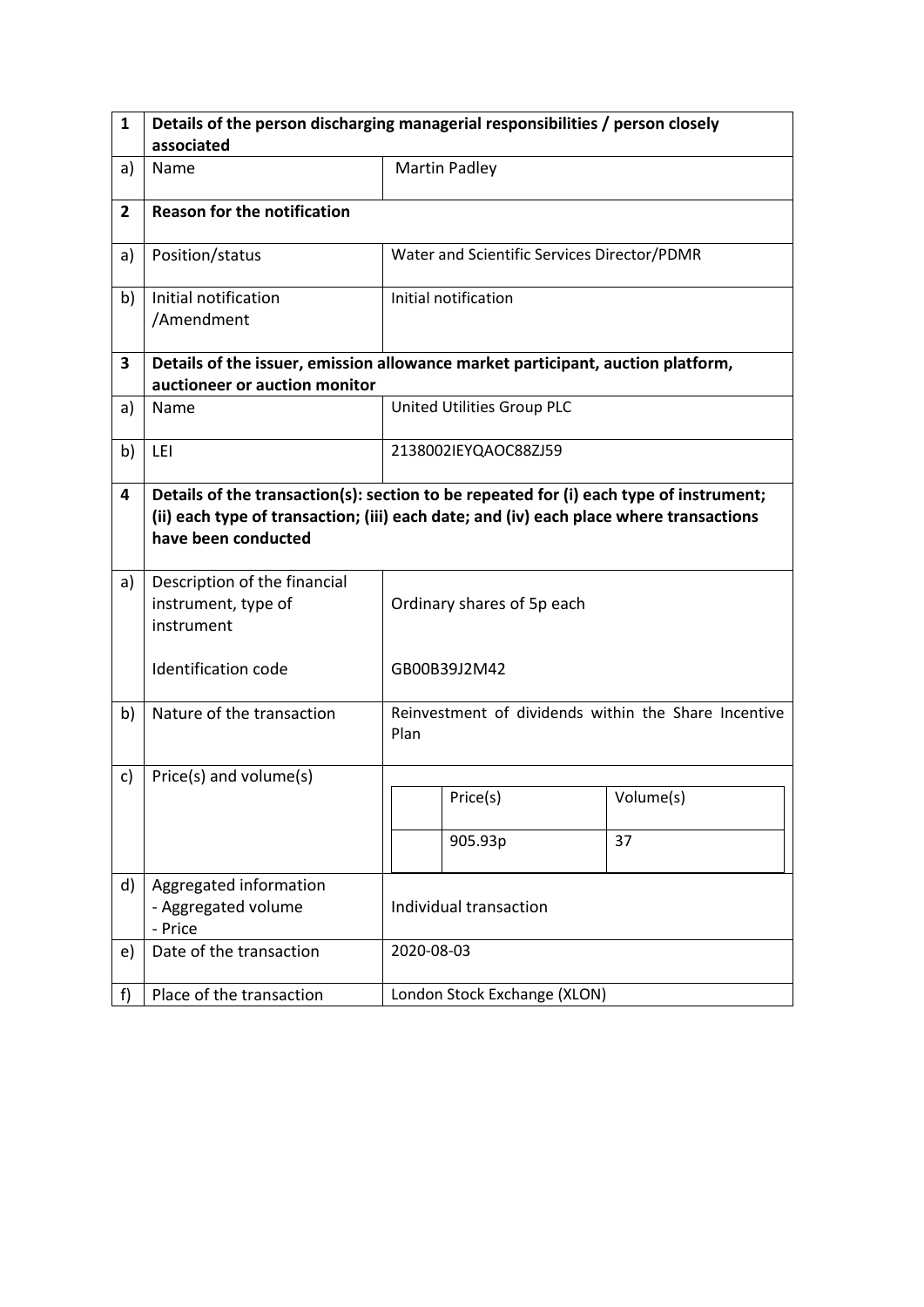| 1 | **Details of the person discharging managerial responsibilities / person closely associated** | |
|---|---|---|
| a) | Name | Martin Padley |
| **2** | **Reason for the notification** | |
| a) | Position/status | Water and Scientific Services Director/PDMR |
| b) | Initial notification /Amendment | Initial notification |
| **3** | **Details of the issuer, emission allowance market participant, auction platform, auctioneer or auction monitor** | |
| a) | Name | United Utilities Group PLC |
| b) | LEI | 2138002IEYQAOC88ZJ59 |
| **4** | **Details of the transaction(s): section to be repeated for (i) each type of instrument; (ii) each type of transaction; (iii) each date; and (iv) each place where transactions have been conducted** | |
| a) | Description of the financial instrument, type of instrument<br><br>Identification code | Ordinary shares of 5p each<br><br>GB00B39J2M42 |
| b) | Nature of the transaction | Reinvestment of dividends within the Share Incentive Plan |
| c) | Price(s) and volume(s) | Price(s): 905.93p; Volume(s): 37 |
| d) | Aggregated information<br>- Aggregated volume<br>- Price | Individual transaction |
| e) | Date of the transaction | 2020-08-03 |
| f) | Place of the transaction | London Stock Exchange (XLON) |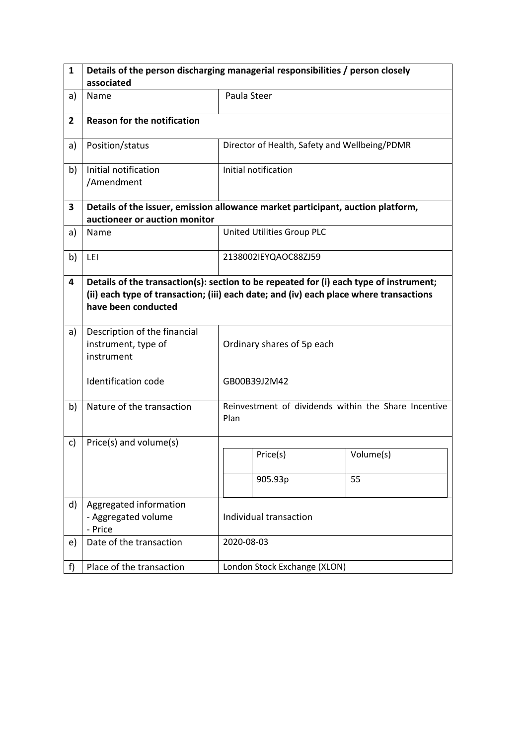| 1 | Details of the person discharging managerial responsibilities / person closely associated | |
|---|---|---|
| a) | Name | Paula Steer |
| **2** | **Reason for the notification** | |
| a) | Position/status | Director of Health, Safety and Wellbeing/PDMR |
| b) | Initial notification /Amendment | Initial notification |
| **3** | **Details of the issuer, emission allowance market participant, auction platform, auctioneer or auction monitor** | |
| a) | Name | United Utilities Group PLC |
| b) | LEI | 2138002IEYQAOC88ZJ59 |
| **4** | **Details of the transaction(s): section to be repeated for (i) each type of instrument; (ii) each type of transaction; (iii) each date; and (iv) each place where transactions have been conducted** | |
| a) | Description of the financial instrument, type of instrument<br><br>Identification code | Ordinary shares of 5p each<br><br>GB00B39J2M42 |
| b) | Nature of the transaction | Reinvestment of dividends within the Share Incentive Plan |
| c) | Price(s) and volume(s) | Price(s): 905.93p; Volume(s): 55 |
| d) | Aggregated information<br>- Aggregated volume<br>- Price | Individual transaction |
| e) | Date of the transaction | 2020-08-03 |
| f) | Place of the transaction | London Stock Exchange (XLON) |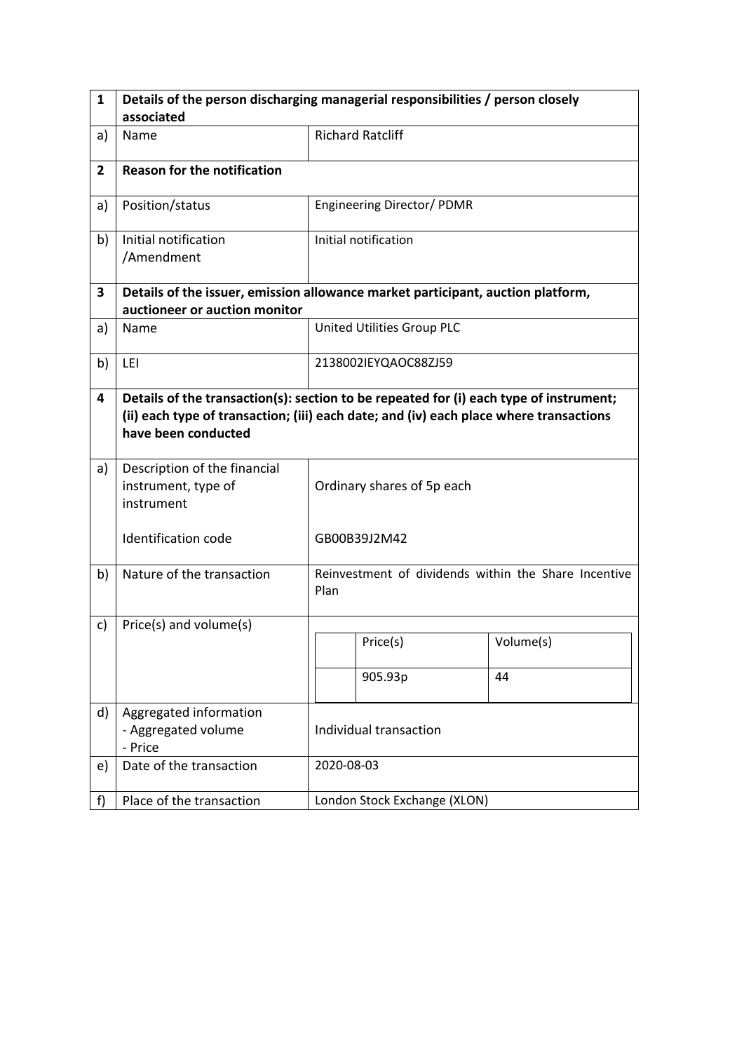| | | |
|---|---|---|
| **1** | **Details of the person discharging managerial responsibilities / person closely associated** | |
| a) | Name | Richard Ratcliff |
| **2** | **Reason for the notification** | |
| a) | Position/status | Engineering Director/ PDMR |
| b) | Initial notification /Amendment | Initial notification |
| **3** | **Details of the issuer, emission allowance market participant, auction platform, auctioneer or auction monitor** | |
| a) | Name | United Utilities Group PLC |
| b) | LEI | 2138002IEYQAOC88ZJ59 |
| **4** | **Details of the transaction(s): section to be repeated for (i) each type of instrument; (ii) each type of transaction; (iii) each date; and (iv) each place where transactions have been conducted** | |
| a) | Description of the financial instrument, type of instrument<br><br>Identification code | Ordinary shares of 5p each<br><br>GB00B39J2M42 |
| b) | Nature of the transaction | Reinvestment of dividends within the Share Incentive Plan |
| c) | Price(s) and volume(s) | Price(s): 905.93p; Volume(s): 44 |
| d) | Aggregated information<br>- Aggregated volume<br>- Price | Individual transaction |
| e) | Date of the transaction | 2020-08-03 |
| f) | Place of the transaction | London Stock Exchange (XLON) |